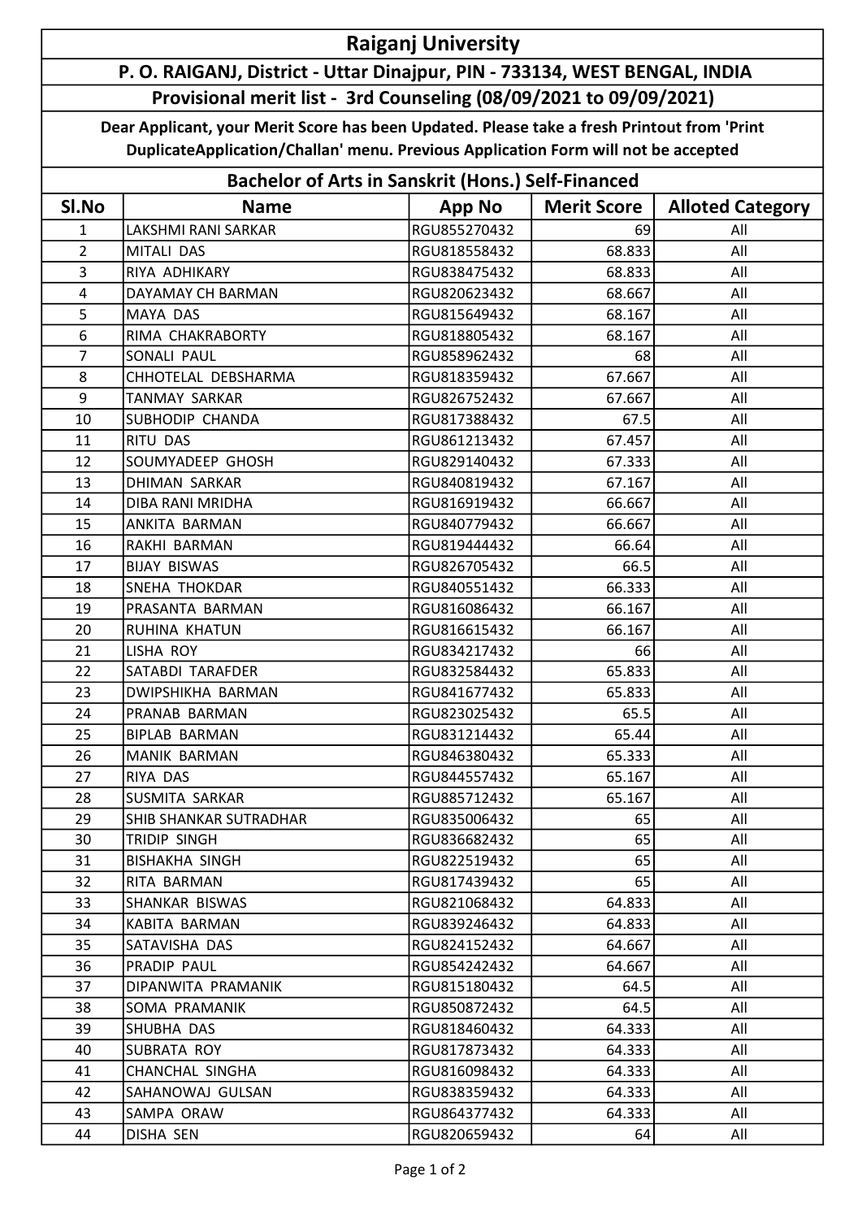# Raiganj University

## P. O. RAIGANJ, District - Uttar Dinajpur, PIN - 733134, WEST BENGAL, INDIA

### Provisional merit list - 3rd Counseling (08/09/2021 to 09/09/2021)

**Dear Applicant, your Merit Score has been Updated. Please take a fresh Printout from 'Print DuplicateApplication/Challan' menu. Previous Application Form will not be accepted**

### Bachelor of Arts in Sanskrit (Hons.) Self-Financed

| Sl.No | Name | App No | Merit Score | Alloted Category |
|---|---|---|---|---|
| 1 | LAKSHMI RANI SARKAR | RGU855270432 | 69 | All |
| 2 | MITALI DAS | RGU818558432 | 68.833 | All |
| 3 | RIYA ADHIKARY | RGU838475432 | 68.833 | All |
| 4 | DAYAMAY CH BARMAN | RGU820623432 | 68.667 | All |
| 5 | MAYA DAS | RGU815649432 | 68.167 | All |
| 6 | RIMA CHAKRABORTY | RGU818805432 | 68.167 | All |
| 7 | SONALI PAUL | RGU858962432 | 68 | All |
| 8 | CHHOTELAL DEBSHARMA | RGU818359432 | 67.667 | All |
| 9 | TANMAY SARKAR | RGU826752432 | 67.667 | All |
| 10 | SUBHODIP CHANDA | RGU817388432 | 67.5 | All |
| 11 | RITU DAS | RGU861213432 | 67.457 | All |
| 12 | SOUMYADEEP GHOSH | RGU829140432 | 67.333 | All |
| 13 | DHIMAN SARKAR | RGU840819432 | 67.167 | All |
| 14 | DIBA RANI MRIDHA | RGU816919432 | 66.667 | All |
| 15 | ANKITA BARMAN | RGU840779432 | 66.667 | All |
| 16 | RAKHI BARMAN | RGU819444432 | 66.64 | All |
| 17 | BIJAY BISWAS | RGU826705432 | 66.5 | All |
| 18 | SNEHA THOKDAR | RGU840551432 | 66.333 | All |
| 19 | PRASANTA BARMAN | RGU816086432 | 66.167 | All |
| 20 | RUHINA KHATUN | RGU816615432 | 66.167 | All |
| 21 | LISHA ROY | RGU834217432 | 66 | All |
| 22 | SATABDI TARAFDER | RGU832584432 | 65.833 | All |
| 23 | DWIPSHIKHA BARMAN | RGU841677432 | 65.833 | All |
| 24 | PRANAB BARMAN | RGU823025432 | 65.5 | All |
| 25 | BIPLAB BARMAN | RGU831214432 | 65.44 | All |
| 26 | MANIK BARMAN | RGU846380432 | 65.333 | All |
| 27 | RIYA DAS | RGU844557432 | 65.167 | All |
| 28 | SUSMITA SARKAR | RGU885712432 | 65.167 | All |
| 29 | SHIB SHANKAR SUTRADHAR | RGU835006432 | 65 | All |
| 30 | TRIDIP SINGH | RGU836682432 | 65 | All |
| 31 | BISHAKHA SINGH | RGU822519432 | 65 | All |
| 32 | RITA BARMAN | RGU817439432 | 65 | All |
| 33 | SHANKAR BISWAS | RGU821068432 | 64.833 | All |
| 34 | KABITA BARMAN | RGU839246432 | 64.833 | All |
| 35 | SATAVISHA DAS | RGU824152432 | 64.667 | All |
| 36 | PRADIP PAUL | RGU854242432 | 64.667 | All |
| 37 | DIPANWITA PRAMANIK | RGU815180432 | 64.5 | All |
| 38 | SOMA PRAMANIK | RGU850872432 | 64.5 | All |
| 39 | SHUBHA DAS | RGU818460432 | 64.333 | All |
| 40 | SUBRATA ROY | RGU817873432 | 64.333 | All |
| 41 | CHANCHAL SINGHA | RGU816098432 | 64.333 | All |
| 42 | SAHANOWAJ GULSAN | RGU838359432 | 64.333 | All |
| 43 | SAMPA ORAW | RGU864377432 | 64.333 | All |
| 44 | DISHA SEN | RGU820659432 | 64 | All |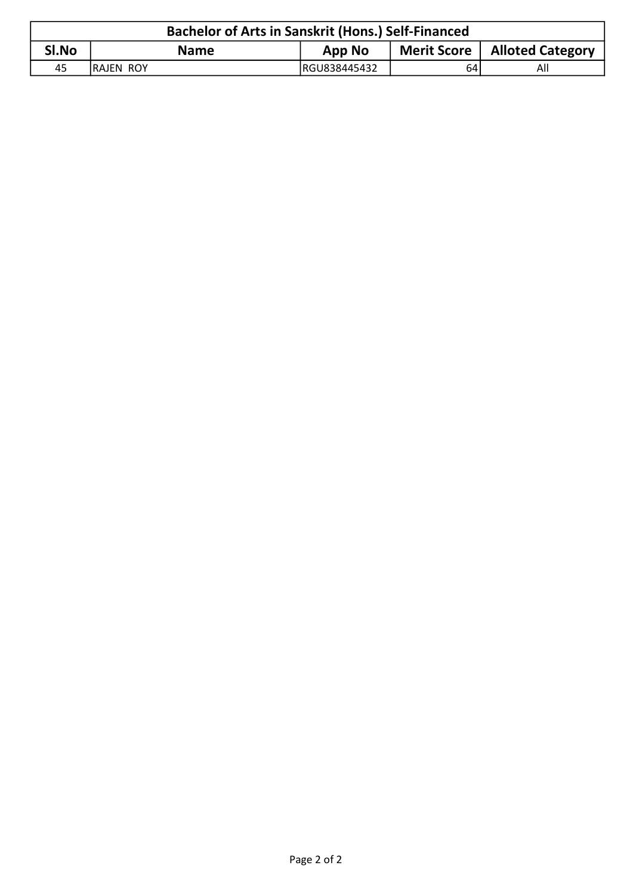| Bachelor of Arts in Sanskrit (Hons.) Self-Financed | | | | |
|---|---|---|---|---|
| Sl.No | Name | App No | Merit Score | Alloted Category |
| 45 | RAJEN ROY | RGU838445432 | 64 | All |